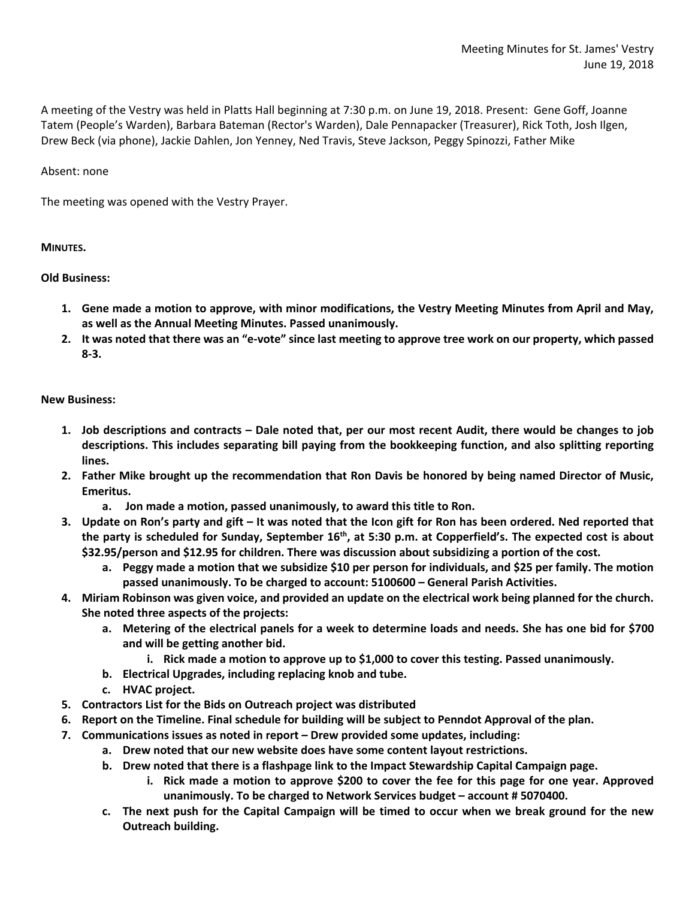Meeting Minutes for St. James' Vestry
June 19, 2018

A meeting of the Vestry was held in Platts Hall beginning at 7:30 p.m. on June 19, 2018. Present: Gene Goff, Joanne Tatem (People's Warden), Barbara Bateman (Rector's Warden), Dale Pennapacker (Treasurer), Rick Toth, Josh Ilgen, Drew Beck (via phone), Jackie Dahlen, Jon Yenney, Ned Travis, Steve Jackson, Peggy Spinozzi, Father Mike

Absent: none

The meeting was opened with the Vestry Prayer.

**MINUTES.**

**Old Business:**

1. **Gene made a motion to approve, with minor modifications, the Vestry Meeting Minutes from April and May, as well as the Annual Meeting Minutes. Passed unanimously.**
2. **It was noted that there was an "e-vote" since last meeting to approve tree work on our property, which passed 8-3.**

**New Business:**

1. **Job descriptions and contracts – Dale noted that, per our most recent Audit, there would be changes to job descriptions. This includes separating bill paying from the bookkeeping function, and also splitting reporting lines.**
2. **Father Mike brought up the recommendation that Ron Davis be honored by being named Director of Music, Emeritus.**
   a. **Jon made a motion, passed unanimously, to award this title to Ron.**
3. **Update on Ron's party and gift – It was noted that the Icon gift for Ron has been ordered. Ned reported that the party is scheduled for Sunday, September 16th, at 5:30 p.m. at Copperfield's. The expected cost is about $32.95/person and $12.95 for children. There was discussion about subsidizing a portion of the cost.**
   a. **Peggy made a motion that we subsidize $10 per person for individuals, and $25 per family. The motion passed unanimously. To be charged to account: 5100600 – General Parish Activities.**
4. **Miriam Robinson was given voice, and provided an update on the electrical work being planned for the church. She noted three aspects of the projects:**
   a. **Metering of the electrical panels for a week to determine loads and needs. She has one bid for $700 and will be getting another bid.**
      i. **Rick made a motion to approve up to $1,000 to cover this testing. Passed unanimously.**
   b. **Electrical Upgrades, including replacing knob and tube.**
   c. **HVAC project.**
5. **Contractors List for the Bids on Outreach project was distributed**
6. **Report on the Timeline. Final schedule for building will be subject to Penndot Approval of the plan.**
7. **Communications issues as noted in report – Drew provided some updates, including:**
   a. **Drew noted that our new website does have some content layout restrictions.**
   b. **Drew noted that there is a flashpage link to the Impact Stewardship Capital Campaign page.**
      i. **Rick made a motion to approve $200 to cover the fee for this page for one year. Approved unanimously. To be charged to Network Services budget – account # 5070400.**
   c. **The next push for the Capital Campaign will be timed to occur when we break ground for the new Outreach building.**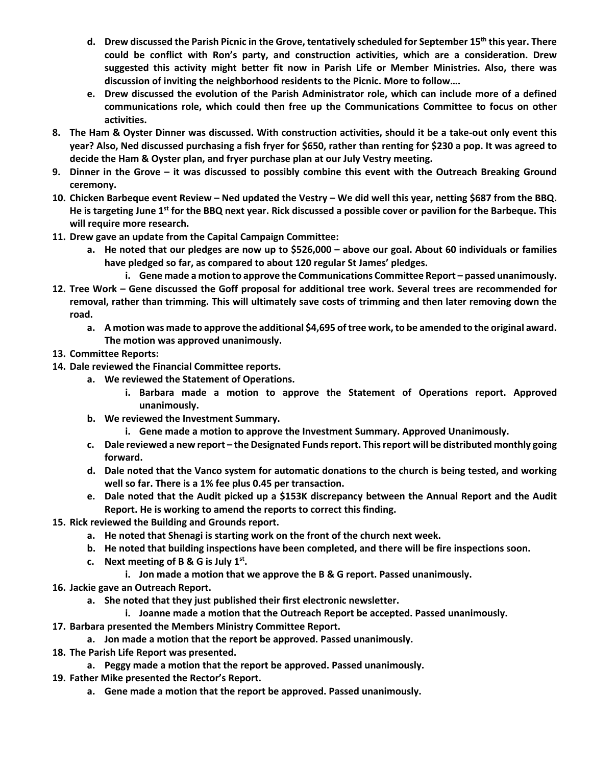d. **Drew discussed the Parish Picnic in the Grove, tentatively scheduled for September 15th this year. There could be conflict with Ron's party, and construction activities, which are a consideration. Drew suggested this activity might better fit now in Parish Life or Member Ministries. Also, there was discussion of inviting the neighborhood residents to the Picnic. More to follow….**
   e. **Drew discussed the evolution of the Parish Administrator role, which can include more of a defined communications role, which could then free up the Communications Committee to focus on other activities.**
8. **The Ham & Oyster Dinner was discussed. With construction activities, should it be a take-out only event this year? Also, Ned discussed purchasing a fish fryer for $650, rather than renting for $230 a pop. It was agreed to decide the Ham & Oyster plan, and fryer purchase plan at our July Vestry meeting.**
9. **Dinner in the Grove – it was discussed to possibly combine this event with the Outreach Breaking Ground ceremony.**
10. **Chicken Barbeque event Review – Ned updated the Vestry – We did well this year, netting $687 from the BBQ. He is targeting June 1st for the BBQ next year. Rick discussed a possible cover or pavilion for the Barbeque. This will require more research.**
11. **Drew gave an update from the Capital Campaign Committee:**
    a. **He noted that our pledges are now up to $526,000 – above our goal. About 60 individuals or families have pledged so far, as compared to about 120 regular St James' pledges.**
       i. **Gene made a motion to approve the Communications Committee Report – passed unanimously.**
12. **Tree Work – Gene discussed the Goff proposal for additional tree work. Several trees are recommended for removal, rather than trimming. This will ultimately save costs of trimming and then later removing down the road.**
    a. **A motion was made to approve the additional $4,695 of tree work, to be amended to the original award. The motion was approved unanimously.**
13. **Committee Reports:**
14. **Dale reviewed the Financial Committee reports.**
    a. **We reviewed the Statement of Operations.**
       i. **Barbara made a motion to approve the Statement of Operations report. Approved unanimously.**
    b. **We reviewed the Investment Summary.**
       i. **Gene made a motion to approve the Investment Summary. Approved Unanimously.**
    c. **Dale reviewed a new report – the Designated Funds report. This report will be distributed monthly going forward.**
    d. **Dale noted that the Vanco system for automatic donations to the church is being tested, and working well so far. There is a 1% fee plus 0.45 per transaction.**
    e. **Dale noted that the Audit picked up a $153K discrepancy between the Annual Report and the Audit Report. He is working to amend the reports to correct this finding.**
15. **Rick reviewed the Building and Grounds report.**
    a. **He noted that Shenagi is starting work on the front of the church next week.**
    b. **He noted that building inspections have been completed, and there will be fire inspections soon.**
    c. **Next meeting of B & G is July 1st.**
       i. **Jon made a motion that we approve the B & G report. Passed unanimously.**
16. **Jackie gave an Outreach Report.**
    a. **She noted that they just published their first electronic newsletter.**
       i. **Joanne made a motion that the Outreach Report be accepted. Passed unanimously.**
17. **Barbara presented the Members Ministry Committee Report.**
    a. **Jon made a motion that the report be approved. Passed unanimously.**
18. **The Parish Life Report was presented.**
    a. **Peggy made a motion that the report be approved. Passed unanimously.**
19. **Father Mike presented the Rector's Report.**
    a. **Gene made a motion that the report be approved. Passed unanimously.**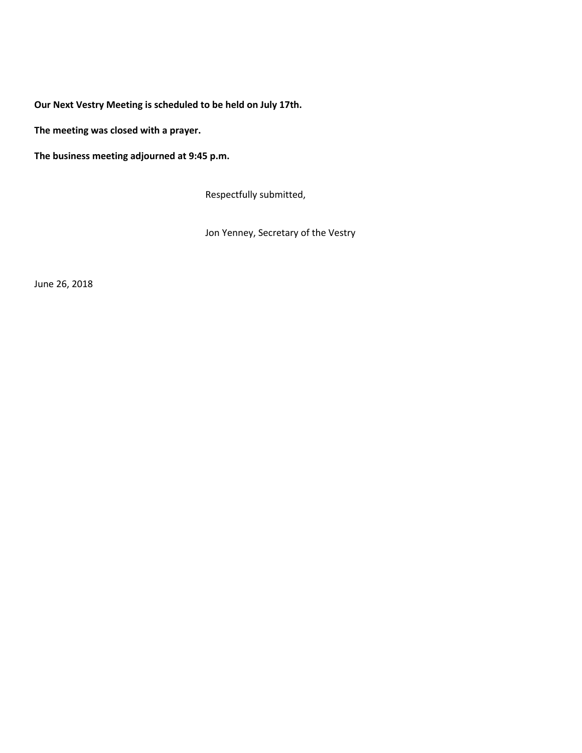**Our Next Vestry Meeting is scheduled to be held on July 17th.**

**The meeting was closed with a prayer.**

**The business meeting adjourned at 9:45 p.m.**

Respectfully submitted,

Jon Yenney, Secretary of the Vestry

June 26, 2018